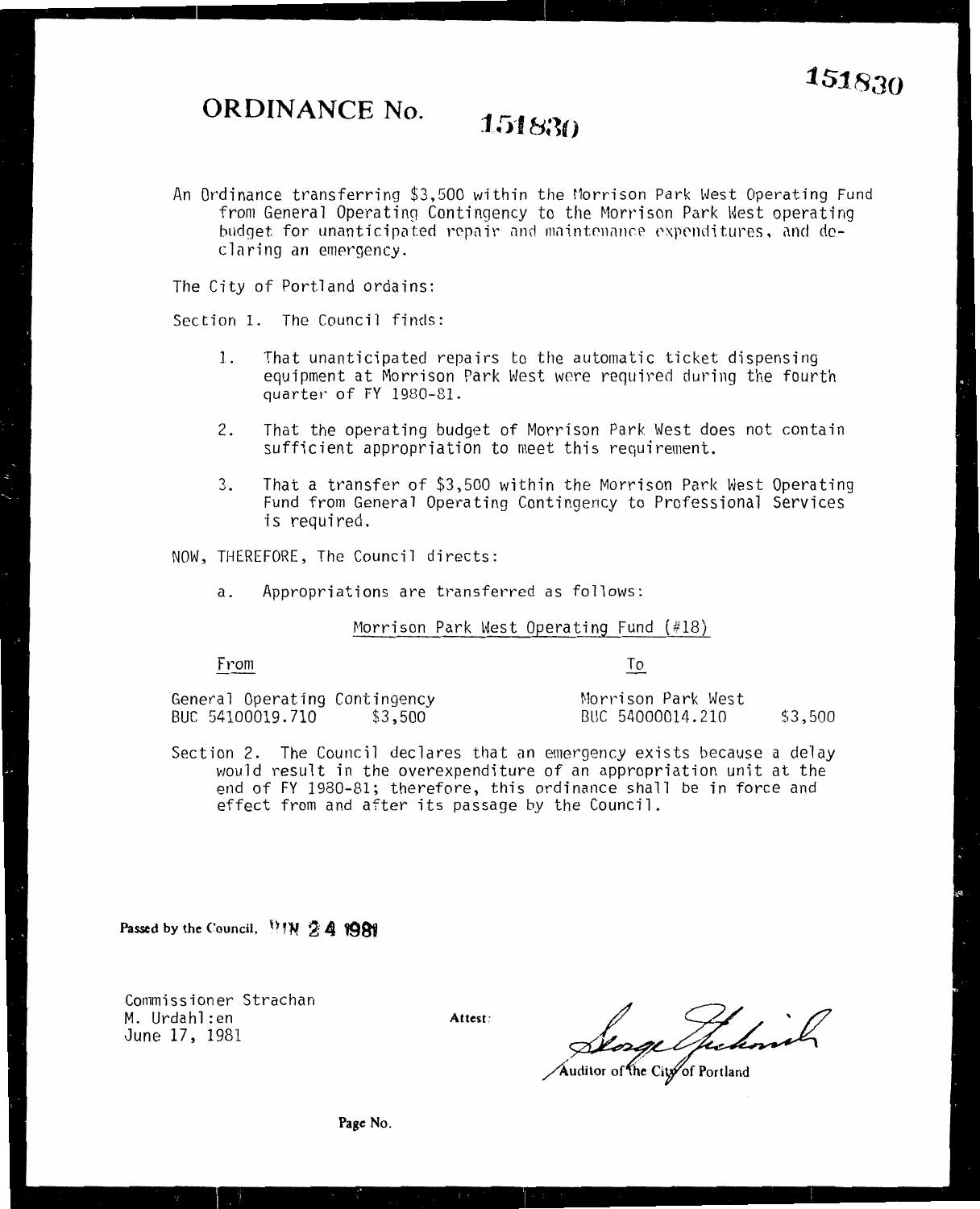151830

# ORDINANCE No. 151830

An Ordinance transferring $3,500 within the Morrison Park West Operating Fund from General Operating Contingency to the Morrison Park West operating budget for unanticipated repair and maintenance expenditures, and declaring an emergency.

The City of Portland ordains:

Section 1. The Council finds:

1. That unanticipated repairs to the automatic ticket dispensing equipment at Morrison Park West were required during the fourth quarter of FY 1980-81.
2. That the operating budget of Morrison Park West does not contain sufficient appropriation to meet this requirement.
3. That a transfer of $3,500 within the Morrison Park West Operating Fund from General Operating Contingency to Professional Services is required.

NOW, THEREFORE, The Council directs:

a. Appropriations are transferred as follows:

Morrison Park West Operating Fund (#18)

| From | | To | |
|---|---|---|---|
| General Operating Contingency | | Morrison Park West | |
| BUC 54100019.710 | $3,500 | BUC 54000014.210 | $3,500 |

Section 2. The Council declares that an emergency exists because a delay would result in the overexpenditure of an appropriation unit at the end of FY 1980-81; therefore, this ordinance shall be in force and effect from and after its passage by the Council.

Passed by the Council, JUN 24 1981

Commissioner Strachan
M. Urdahl:en
June 17, 1981

Attest:

Auditor of the City of Portland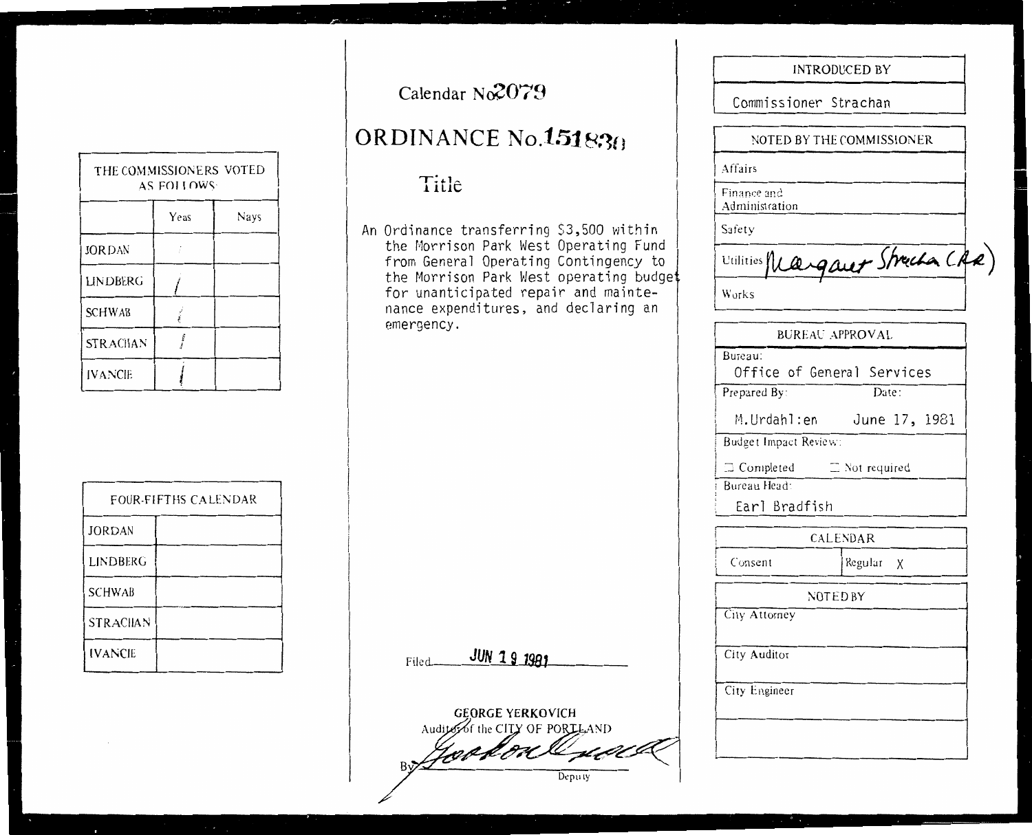| THE COMMISSIONERS VOTED AS FOLLOWS: | | |
|---|---|---|
| | Yeas | Nays |
| JORDAN | / | |
| LINDBERG | / | |
| SCHWAB | / | |
| STRACHAN | / | |
| IVANCIE | / | |

| FOUR-FIFTHS CALENDAR | |
|---|---|
| JORDAN | |
| LINDBERG | |
| SCHWAB | |
| STRACHAN | |
| IVANCIE | |

Calendar No. 2079

# ORDINANCE No. 151830

Title

An Ordinance transferring $3,500 within the Morrison Park West Operating Fund from General Operating Contingency to the Morrison Park West operating budget for unanticipated repair and maintenance expenditures, and declaring an emergency.

Filed JUN 19 1981

GEORGE YERKOVICH
Auditor of the CITY OF PORTLAND

By *[signature]*
Deputy

| INTRODUCED BY |
|---|
| Commissioner Strachan |

| NOTED BY THE COMMISSIONER |
|---|
| Affairs |
| Finance and Administration |
| Safety |
| Utilities *Margaret Strachan (RR)* |
| Works |

| BUREAU APPROVAL | |
|---|---|
| Bureau: Office of General Services | |
| Prepared By: M.Urdahl:en | Date: June 17, 1981 |
| Budget Impact Review: ☐ Completed | ☐ Not required |
| Bureau Head: Earl Bradfish | |

| CALENDAR | |
|---|---|
| Consent | Regular X |

| NOTED BY |
|---|
| City Attorney |
| City Auditor |
| City Engineer |
| |